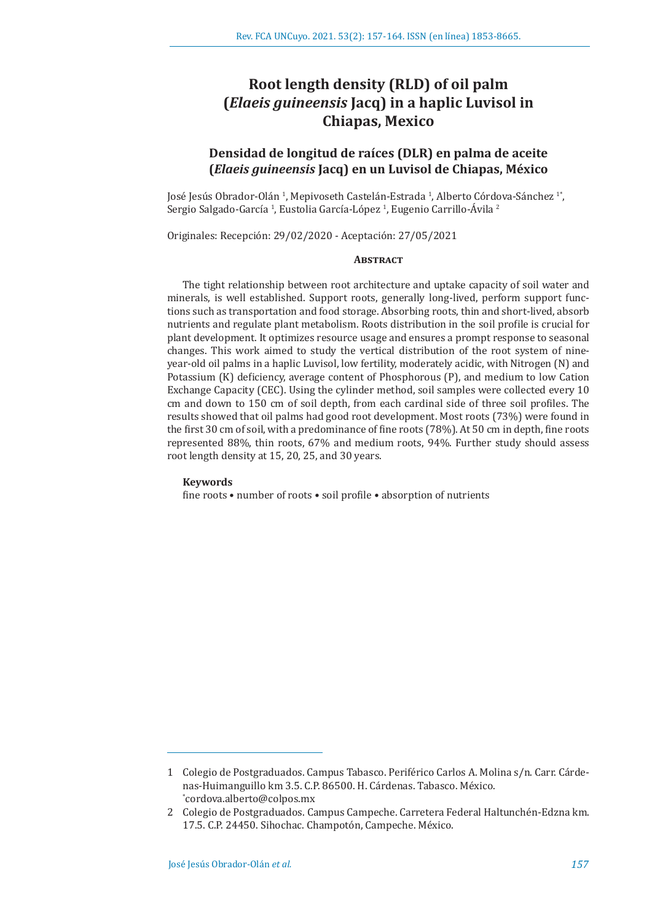# Root length density (RLD) of oil palm (*Elaeis guineensis* Jacq) in a haplic Luvisol in Chiapas, Mexico

## Densidad de longitud de raíces (DLR) en palma de aceite (*Elaeis guineensis* Jacq) en un Luvisol de Chiapas, México

José Jesús Obrador-Olán [1], Mepivoseth Castelán-Estrada [1], Alberto Córdova-Sánchez [1*], Sergio Salgado-García [1], Eustolia García-López [1], Eugenio Carrillo-Ávila [2]

Originales: Recepción: 29/02/2020 - Aceptación: 27/05/2021

### Abstract

The tight relationship between root architecture and uptake capacity of soil water and minerals, is well established. Support roots, generally long-lived, perform support functions such as transportation and food storage. Absorbing roots, thin and short-lived, absorb nutrients and regulate plant metabolism. Roots distribution in the soil profile is crucial for plant development. It optimizes resource usage and ensures a prompt response to seasonal changes. This work aimed to study the vertical distribution of the root system of nine-year-old oil palms in a haplic Luvisol, low fertility, moderately acidic, with Nitrogen (N) and Potassium (K) deficiency, average content of Phosphorous (P), and medium to low Cation Exchange Capacity (CEC). Using the cylinder method, soil samples were collected every 10 cm and down to 150 cm of soil depth, from each cardinal side of three soil profiles. The results showed that oil palms had good root development. Most roots (73%) were found in the first 30 cm of soil, with a predominance of fine roots (78%). At 50 cm in depth, fine roots represented 88%, thin roots, 67% and medium roots, 94%. Further study should assess root length density at 15, 20, 25, and 30 years.

**Keywords**

fine roots • number of roots • soil profile • absorption of nutrients

---

1 Colegio de Postgraduados. Campus Tabasco. Periférico Carlos A. Molina s/n. Carr. Cárdenas-Huimanguillo km 3.5. C.P. 86500. H. Cárdenas. Tabasco. México. *cordova.alberto@colpos.mx

2 Colegio de Postgraduados. Campus Campeche. Carretera Federal Haltunchén-Edzna km. 17.5. C.P. 24450. Sihochac. Champotón, Campeche. México.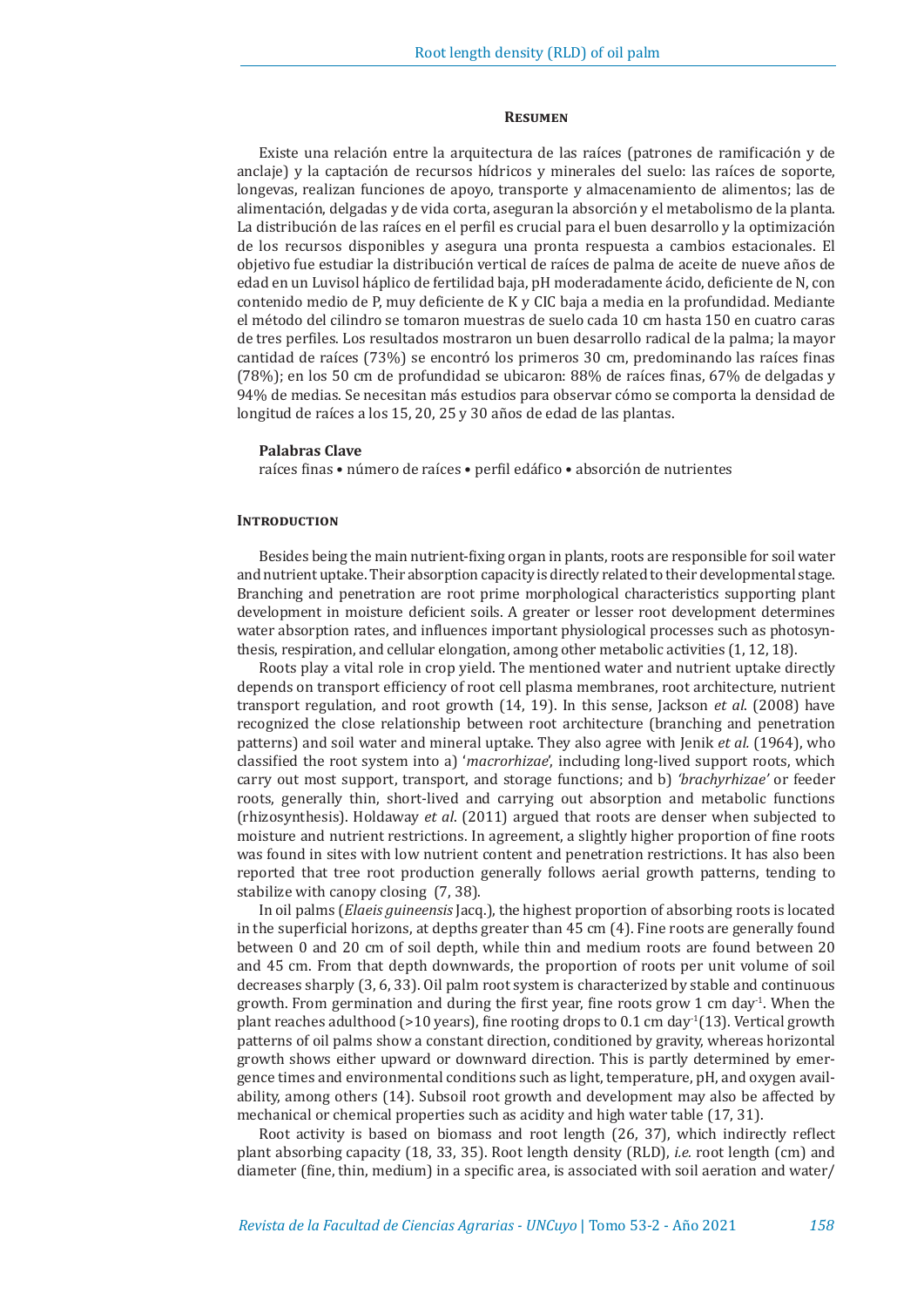## Resumen

Existe una relación entre la arquitectura de las raíces (patrones de ramificación y de anclaje) y la captación de recursos hídricos y minerales del suelo: las raíces de soporte, longevas, realizan funciones de apoyo, transporte y almacenamiento de alimentos; las de alimentación, delgadas y de vida corta, aseguran la absorción y el metabolismo de la planta. La distribución de las raíces en el perfil es crucial para el buen desarrollo y la optimización de los recursos disponibles y asegura una pronta respuesta a cambios estacionales. El objetivo fue estudiar la distribución vertical de raíces de palma de aceite de nueve años de edad en un Luvisol háplico de fertilidad baja, pH moderadamente ácido, deficiente de N, con contenido medio de P, muy deficiente de K y CIC baja a media en la profundidad. Mediante el método del cilindro se tomaron muestras de suelo cada 10 cm hasta 150 en cuatro caras de tres perfiles. Los resultados mostraron un buen desarrollo radical de la palma; la mayor cantidad de raíces (73%) se encontró los primeros 30 cm, predominando las raíces finas (78%); en los 50 cm de profundidad se ubicaron: 88% de raíces finas, 67% de delgadas y 94% de medias. Se necesitan más estudios para observar cómo se comporta la densidad de longitud de raíces a los 15, 20, 25 y 30 años de edad de las plantas.

**Palabras Clave**

raíces finas • número de raíces • perfil edáfico • absorción de nutrientes

## Introduction

Besides being the main nutrient-fixing organ in plants, roots are responsible for soil water and nutrient uptake. Their absorption capacity is directly related to their developmental stage. Branching and penetration are root prime morphological characteristics supporting plant development in moisture deficient soils. A greater or lesser root development determines water absorption rates, and influences important physiological processes such as photosynthesis, respiration, and cellular elongation, among other metabolic activities (1, 12, 18).

Roots play a vital role in crop yield. The mentioned water and nutrient uptake directly depends on transport efficiency of root cell plasma membranes, root architecture, nutrient transport regulation, and root growth (14, 19). In this sense, Jackson *et al*. (2008) have recognized the close relationship between root architecture (branching and penetration patterns) and soil water and mineral uptake. They also agree with Jenik *et al.* (1964), who classified the root system into a) '*macrorhizae*', including long-lived support roots, which carry out most support, transport, and storage functions; and b) *'brachyrhizae'* or feeder roots, generally thin, short-lived and carrying out absorption and metabolic functions (rhizosynthesis). Holdaway *et al*. (2011) argued that roots are denser when subjected to moisture and nutrient restrictions. In agreement, a slightly higher proportion of fine roots was found in sites with low nutrient content and penetration restrictions. It has also been reported that tree root production generally follows aerial growth patterns, tending to stabilize with canopy closing (7, 38).

In oil palms (*Elaeis guineensis* Jacq.), the highest proportion of absorbing roots is located in the superficial horizons, at depths greater than 45 cm (4). Fine roots are generally found between 0 and 20 cm of soil depth, while thin and medium roots are found between 20 and 45 cm. From that depth downwards, the proportion of roots per unit volume of soil decreases sharply (3, 6, 33). Oil palm root system is characterized by stable and continuous growth. From germination and during the first year, fine roots grow 1 cm day$^{-1}$. When the plant reaches adulthood (>10 years), fine rooting drops to 0.1 cm day$^{-1}$(13). Vertical growth patterns of oil palms show a constant direction, conditioned by gravity, whereas horizontal growth shows either upward or downward direction. This is partly determined by emergence times and environmental conditions such as light, temperature, pH, and oxygen availability, among others (14). Subsoil root growth and development may also be affected by mechanical or chemical properties such as acidity and high water table (17, 31).

Root activity is based on biomass and root length (26, 37), which indirectly reflect plant absorbing capacity (18, 33, 35). Root length density (RLD), *i.e.* root length (cm) and diameter (fine, thin, medium) in a specific area, is associated with soil aeration and water/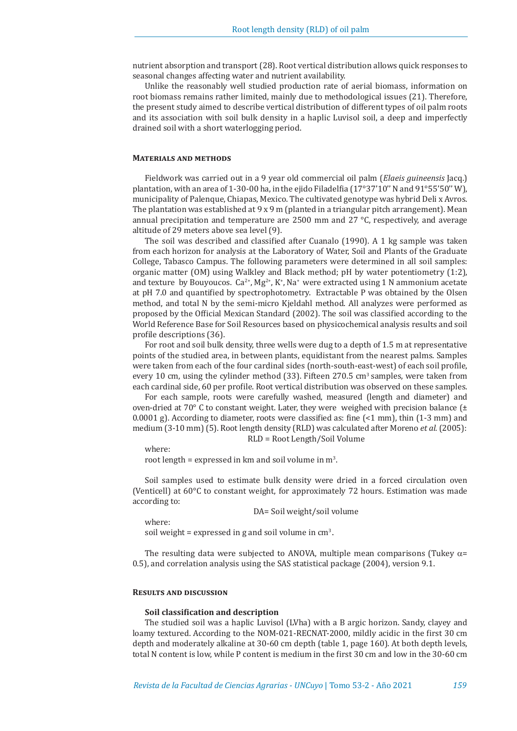nutrient absorption and transport (28). Root vertical distribution allows quick responses to seasonal changes affecting water and nutrient availability.

Unlike the reasonably well studied production rate of aerial biomass, information on root biomass remains rather limited, mainly due to methodological issues (21). Therefore, the present study aimed to describe vertical distribution of different types of oil palm roots and its association with soil bulk density in a haplic Luvisol soil, a deep and imperfectly drained soil with a short waterlogging period.

## Materials and methods

Fieldwork was carried out in a 9 year old commercial oil palm (*Elaeis guineensis* Jacq.) plantation, with an area of 1-30-00 ha, in the ejido Filadelfia (17°37'10'' N and 91°55'50'' W), municipality of Palenque, Chiapas, Mexico. The cultivated genotype was hybrid Deli x Avros. The plantation was established at 9 x 9 m (planted in a triangular pitch arrangement). Mean annual precipitation and temperature are 2500 mm and 27 °C, respectively, and average altitude of 29 meters above sea level (9).

The soil was described and classified after Cuanalo (1990). A 1 kg sample was taken from each horizon for analysis at the Laboratory of Water, Soil and Plants of the Graduate College, Tabasco Campus. The following parameters were determined in all soil samples: organic matter (OM) using Walkley and Black method; pH by water potentiometry (1:2), and texture by Bouyoucos. $Ca^{2+}$, $Mg^{2+}$, $K^{+}$, $Na^{+}$ were extracted using 1 N ammonium acetate at pH 7.0 and quantified by spectrophotometry. Extractable P was obtained by the Olsen method, and total N by the semi-micro Kjeldahl method. All analyzes were performed as proposed by the Official Mexican Standard (2002). The soil was classified according to the World Reference Base for Soil Resources based on physicochemical analysis results and soil profile descriptions (36).

For root and soil bulk density, three wells were dug to a depth of 1.5 m at representative points of the studied area, in between plants, equidistant from the nearest palms. Samples were taken from each of the four cardinal sides (north-south-east-west) of each soil profile, every 10 cm, using the cylinder method (33). Fifteen 270.5 $cm^3$ samples, were taken from each cardinal side, 60 per profile. Root vertical distribution was observed on these samples.

For each sample, roots were carefully washed, measured (length and diameter) and oven-dried at 70° C to constant weight. Later, they were weighed with precision balance (± 0.0001 g). According to diameter, roots were classified as: fine (<1 mm), thin (1-3 mm) and medium (3-10 mm) (5). Root length density (RLD) was calculated after Moreno *et al.* (2005):

$$RLD = \text{Root Length}/\text{Soil Volume}$$

where:

root length = expressed in km and soil volume in $m^3$.

Soil samples used to estimate bulk density were dried in a forced circulation oven (Venticell) at 60°C to constant weight, for approximately 72 hours. Estimation was made according to:

$$DA = \text{Soil weight}/\text{soil volume}$$

where:

soil weight = expressed in g and soil volume in $cm^3$.

The resulting data were subjected to ANOVA, multiple mean comparisons (Tukey $\alpha$= 0.5), and correlation analysis using the SAS statistical package (2004), version 9.1.

## Results and discussion

### Soil classification and description

The studied soil was a haplic Luvisol (LVha) with a B argic horizon. Sandy, clayey and loamy textured. According to the NOM-021-RECNAT-2000, mildly acidic in the first 30 cm depth and moderately alkaline at 30-60 cm depth (table 1, page 160). At both depth levels, total N content is low, while P content is medium in the first 30 cm and low in the 30-60 cm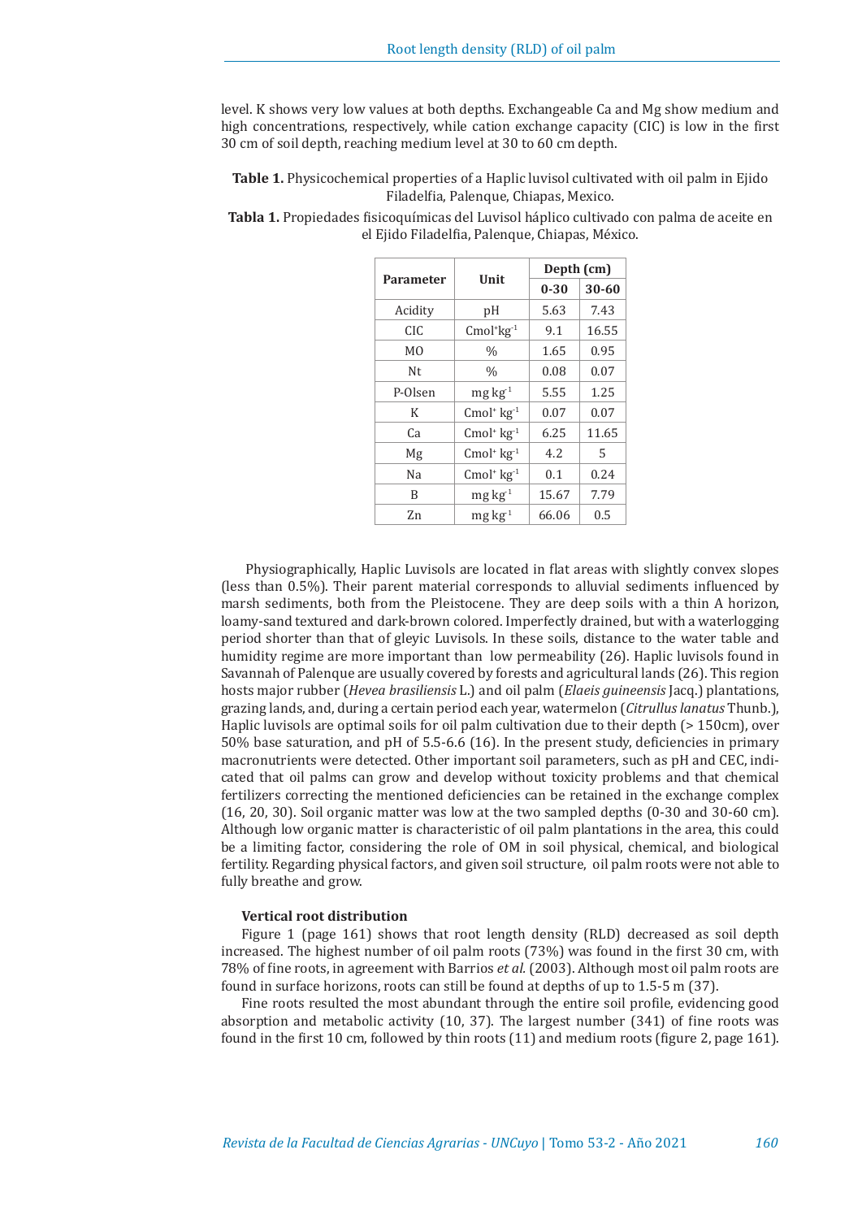level. K shows very low values at both depths. Exchangeable Ca and Mg show medium and high concentrations, respectively, while cation exchange capacity (CIC) is low in the first 30 cm of soil depth, reaching medium level at 30 to 60 cm depth.

**Table 1.** Physicochemical properties of a Haplic luvisol cultivated with oil palm in Ejido Filadelfia, Palenque, Chiapas, Mexico.

**Tabla 1.** Propiedades fisicoquímicas del Luvisol háplico cultivado con palma de aceite en el Ejido Filadelfia, Palenque, Chiapas, México.

| Parameter | Unit | Depth (cm) | |
|---|---|---|---|
| | | 0-30 | 30-60 |
| Acidity | pH | 5.63 | 7.43 |
| CIC | $Cmol^{+}kg^{-1}$ | 9.1 | 16.55 |
| MO | % | 1.65 | 0.95 |
| Nt | % | 0.08 | 0.07 |
| P-Olsen | $mg\ kg^{-1}$ | 5.55 | 1.25 |
| K | $Cmol^{+}\ kg^{-1}$ | 0.07 | 0.07 |
| Ca | $Cmol^{+}\ kg^{-1}$ | 6.25 | 11.65 |
| Mg | $Cmol^{+}\ kg^{-1}$ | 4.2 | 5 |
| Na | $Cmol^{+}\ kg^{-1}$ | 0.1 | 0.24 |
| B | $mg\ kg^{-1}$ | 15.67 | 7.79 |
| Zn | $mg\ kg^{-1}$ | 66.06 | 0.5 |

Physiographically, Haplic Luvisols are located in flat areas with slightly convex slopes (less than 0.5%). Their parent material corresponds to alluvial sediments influenced by marsh sediments, both from the Pleistocene. They are deep soils with a thin A horizon, loamy-sand textured and dark-brown colored. Imperfectly drained, but with a waterlogging period shorter than that of gleyic Luvisols. In these soils, distance to the water table and humidity regime are more important than low permeability (26). Haplic luvisols found in Savannah of Palenque are usually covered by forests and agricultural lands (26). This region hosts major rubber (*Hevea brasiliensis* L.) and oil palm (*Elaeis guineensis* Jacq.) plantations, grazing lands, and, during a certain period each year, watermelon (*Citrullus lanatus* Thunb.), Haplic luvisols are optimal soils for oil palm cultivation due to their depth (> 150cm), over 50% base saturation, and pH of 5.5-6.6 (16). In the present study, deficiencies in primary macronutrients were detected. Other important soil parameters, such as pH and CEC, indicated that oil palms can grow and develop without toxicity problems and that chemical fertilizers correcting the mentioned deficiencies can be retained in the exchange complex (16, 20, 30). Soil organic matter was low at the two sampled depths (0-30 and 30-60 cm). Although low organic matter is characteristic of oil palm plantations in the area, this could be a limiting factor, considering the role of OM in soil physical, chemical, and biological fertility. Regarding physical factors, and given soil structure, oil palm roots were not able to fully breathe and grow.

### Vertical root distribution

Figure 1 (page 161) shows that root length density (RLD) decreased as soil depth increased. The highest number of oil palm roots (73%) was found in the first 30 cm, with 78% of fine roots, in agreement with Barrios *et al.* (2003). Although most oil palm roots are found in surface horizons, roots can still be found at depths of up to 1.5-5 m (37).

Fine roots resulted the most abundant through the entire soil profile, evidencing good absorption and metabolic activity (10, 37). The largest number (341) of fine roots was found in the first 10 cm, followed by thin roots (11) and medium roots (figure 2, page 161).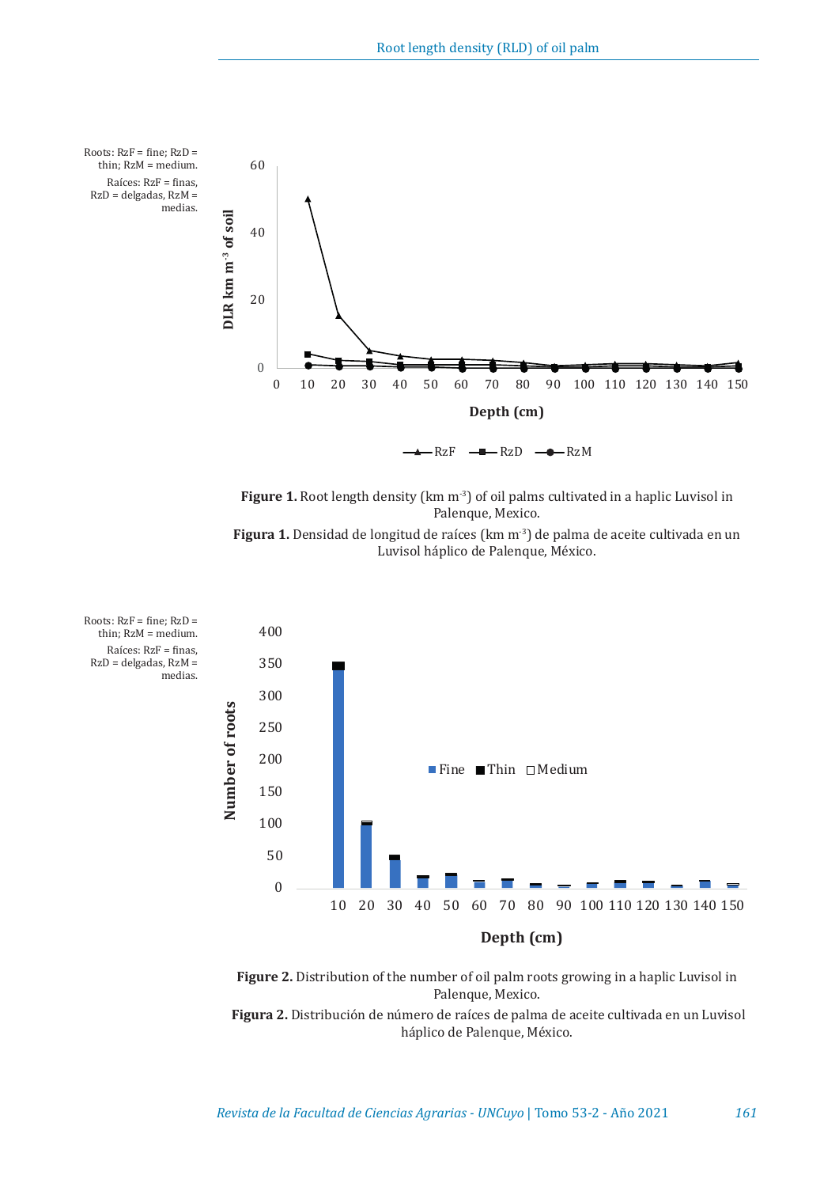Roots: RzF = fine; RzD = thin; RzM = medium.

Raíces: RzF = finas, RzD = delgadas, RzM = medias.

**Figure 1.** Root length density (km m$^{-3}$) of oil palms cultivated in a haplic Luvisol in Palenque, Mexico.

**Figura 1.** Densidad de longitud de raíces (km m$^{-3}$) de palma de aceite cultivada en un Luvisol háplico de Palenque, México.

Roots: RzF = fine; RzD = thin; RzM = medium.

Raíces: RzF = finas, RzD = delgadas, RzM = medias.

**Figure 2.** Distribution of the number of oil palm roots growing in a haplic Luvisol in Palenque, Mexico.

**Figura 2.** Distribución de número de raíces de palma de aceite cultivada en un Luvisol háplico de Palenque, México.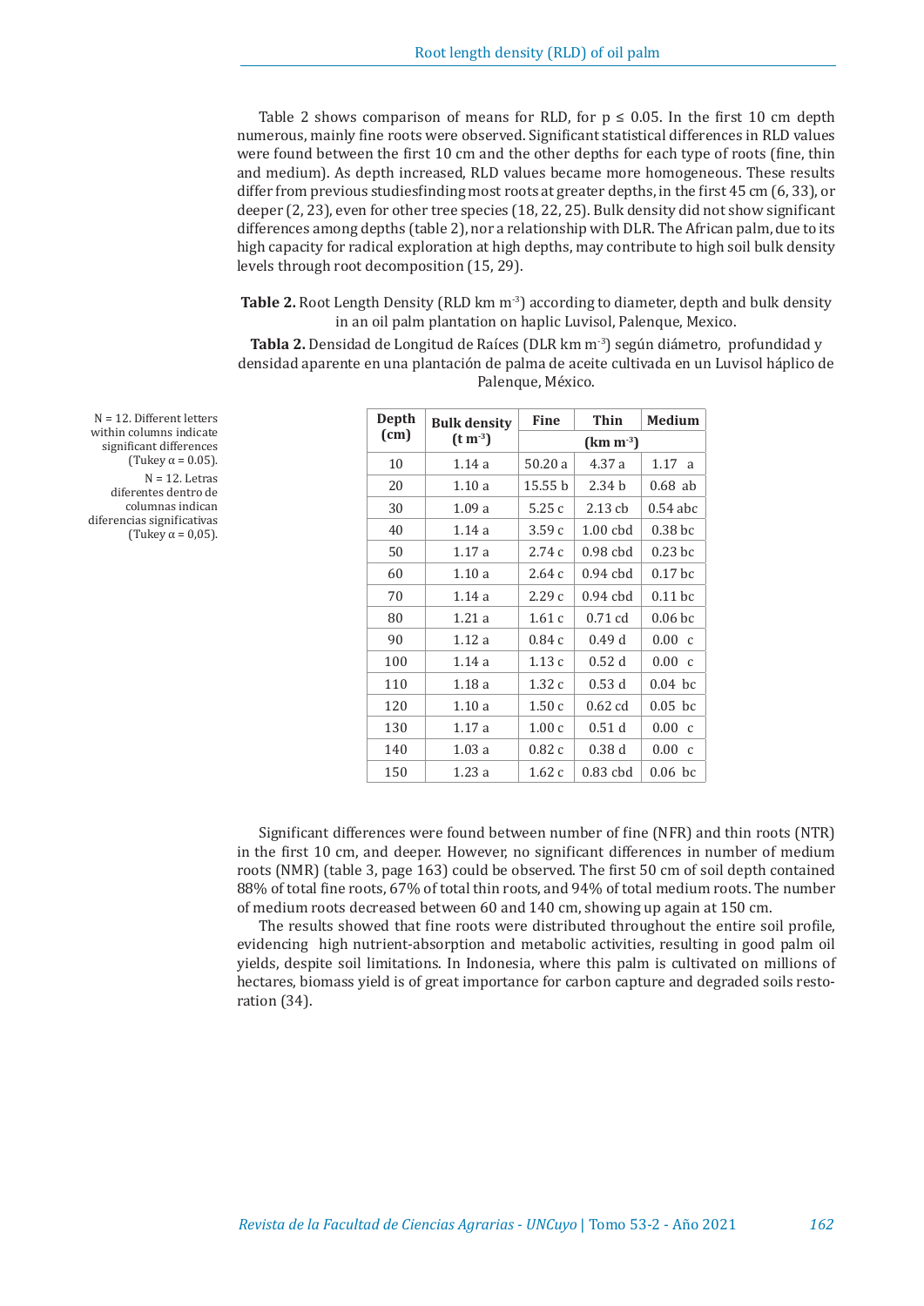Table 2 shows comparison of means for RLD, for $p \leq 0.05$. In the first 10 cm depth numerous, mainly fine roots were observed. Significant statistical differences in RLD values were found between the first 10 cm and the other depths for each type of roots (fine, thin and medium). As depth increased, RLD values became more homogeneous. These results differ from previous studiesfinding most roots at greater depths, in the first 45 cm (6, 33), or deeper (2, 23), even for other tree species (18, 22, 25). Bulk density did not show significant differences among depths (table 2), nor a relationship with DLR. The African palm, due to its high capacity for radical exploration at high depths, may contribute to high soil bulk density levels through root decomposition (15, 29).

**Table 2.** Root Length Density (RLD km $m^{-3}$) according to diameter, depth and bulk density in an oil palm plantation on haplic Luvisol, Palenque, Mexico.

**Tabla 2.** Densidad de Longitud de Raíces (DLR km $m^{-3}$) según diámetro, profundidad y densidad aparente en una plantación de palma de aceite cultivada en un Luvisol háplico de Palenque, México.

| Depth (cm) | Bulk density (t $m^{-3}$) | Fine | Thin | Medium |
|---|---|---|---|---|
| | | (km $m^{-3}$) | | |
| 10 | 1.14 a | 50.20 a | 4.37 a | 1.17 a |
| 20 | 1.10 a | 15.55 b | 2.34 b | 0.68 ab |
| 30 | 1.09 a | 5.25 c | 2.13 cb | 0.54 abc |
| 40 | 1.14 a | 3.59 c | 1.00 cbd | 0.38 bc |
| 50 | 1.17 a | 2.74 c | 0.98 cbd | 0.23 bc |
| 60 | 1.10 a | 2.64 c | 0.94 cbd | 0.17 bc |
| 70 | 1.14 a | 2.29 c | 0.94 cbd | 0.11 bc |
| 80 | 1.21 a | 1.61 c | 0.71 cd | 0.06 bc |
| 90 | 1.12 a | 0.84 c | 0.49 d | 0.00 c |
| 100 | 1.14 a | 1.13 c | 0.52 d | 0.00 c |
| 110 | 1.18 a | 1.32 c | 0.53 d | 0.04 bc |
| 120 | 1.10 a | 1.50 c | 0.62 cd | 0.05 bc |
| 130 | 1.17 a | 1.00 c | 0.51 d | 0.00 c |
| 140 | 1.03 a | 0.82 c | 0.38 d | 0.00 c |
| 150 | 1.23 a | 1.62 c | 0.83 cbd | 0.06 bc |

N = 12. Different letters within columns indicate significant differences (Tukey α = 0.05).
N = 12. Letras diferentes dentro de columnas indican diferencias significativas (Tukey α = 0,05).

Significant differences were found between number of fine (NFR) and thin roots (NTR) in the first 10 cm, and deeper. However, no significant differences in number of medium roots (NMR) (table 3, page 163) could be observed. The first 50 cm of soil depth contained 88% of total fine roots, 67% of total thin roots, and 94% of total medium roots. The number of medium roots decreased between 60 and 140 cm, showing up again at 150 cm.

The results showed that fine roots were distributed throughout the entire soil profile, evidencing high nutrient-absorption and metabolic activities, resulting in good palm oil yields, despite soil limitations. In Indonesia, where this palm is cultivated on millions of hectares, biomass yield is of great importance for carbon capture and degraded soils restoration (34).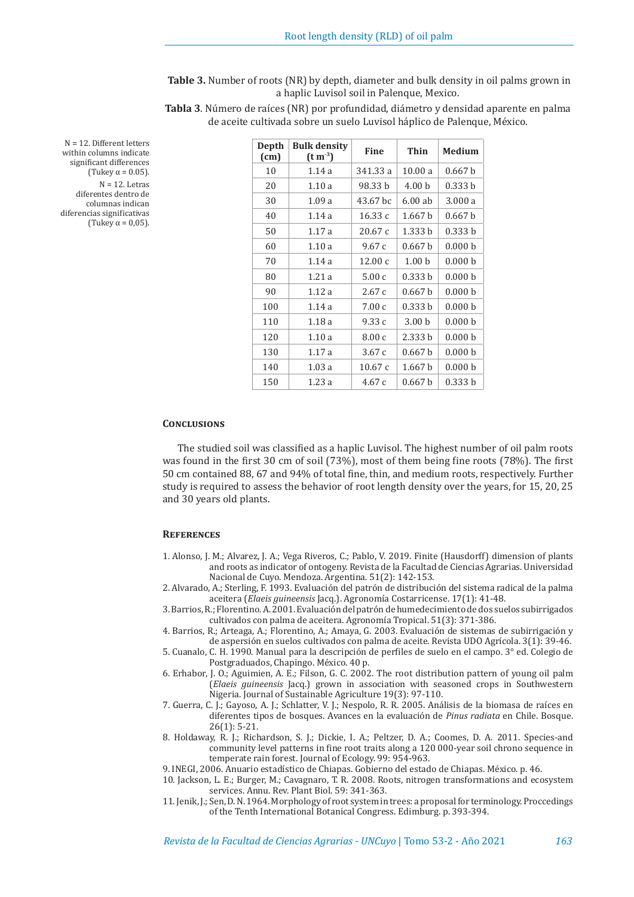**Table 3.** Number of roots (NR) by depth, diameter and bulk density in oil palms grown in a haplic Luvisol soil in Palenque, Mexico.

**Tabla 3**. Número de raíces (NR) por profundidad, diámetro y densidad aparente en palma de aceite cultivada sobre un suelo Luvisol háplico de Palenque, México.

| Depth (cm) | Bulk density ($t\ m^{-3}$) | Fine | Thin | Medium |
|---|---|---|---|---|
| 10 | 1.14 a | 341.33 a | 10.00 a | 0.667 b |
| 20 | 1.10 a | 98.33 b | 4.00 b | 0.333 b |
| 30 | 1.09 a | 43.67 bc | 6.00 ab | 3.000 a |
| 40 | 1.14 a | 16.33 c | 1.667 b | 0.667 b |
| 50 | 1.17 a | 20.67 c | 1.333 b | 0.333 b |
| 60 | 1.10 a | 9.67 c | 0.667 b | 0.000 b |
| 70 | 1.14 a | 12.00 c | 1.00 b | 0.000 b |
| 80 | 1.21 a | 5.00 c | 0.333 b | 0.000 b |
| 90 | 1.12 a | 2.67 c | 0.667 b | 0.000 b |
| 100 | 1.14 a | 7.00 c | 0.333 b | 0.000 b |
| 110 | 1.18 a | 9.33 c | 3.00 b | 0.000 b |
| 120 | 1.10 a | 8.00 c | 2.333 b | 0.000 b |
| 130 | 1.17 a | 3.67 c | 0.667 b | 0.000 b |
| 140 | 1.03 a | 10.67 c | 1.667 b | 0.000 b |
| 150 | 1.23 a | 4.67 c | 0.667 b | 0.333 b |

N = 12. Different letters within columns indicate significant differences (Tukey $\alpha = 0.05$).

N = 12. Letras diferentes dentro de columnas indican diferencias significativas (Tukey $\alpha = 0{,}05$).

## Conclusions

The studied soil was classified as a haplic Luvisol. The highest number of oil palm roots was found in the first 30 cm of soil (73%), most of them being fine roots (78%). The first 50 cm contained 88, 67 and 94% of total fine, thin, and medium roots, respectively. Further study is required to assess the behavior of root length density over the years, for 15, 20, 25 and 30 years old plants.

## References

1. Alonso, J. M.; Alvarez, J. A.; Vega Riveros, C.; Pablo, V. 2019. Finite (Hausdorff) dimension of plants and roots as indicator of ontogeny. Revista de la Facultad de Ciencias Agrarias. Universidad Nacional de Cuyo. Mendoza. Argentina. 51(2): 142-153.
2. Alvarado, A.; Sterling, F. 1993. Evaluación del patrón de distribución del sistema radical de la palma aceitera (*Elaeis guineensis* Jacq.). Agronomía Costarricense. 17(1): 41-48.
3. Barrios, R.; Florentino. A. 2001. Evaluación del patrón de humedecimiento de dos suelos subirrigados cultivados con palma de aceitera. Agronomía Tropical. 51(3): 371-386.
4. Barrios, R.; Arteaga, A.; Florentino, A.; Amaya, G. 2003. Evaluación de sistemas de subirrigación y de aspersión en suelos cultivados con palma de aceite. Revista UDO Agrícola. 3(1): 39-46.
5. Cuanalo, C. H. 1990. Manual para la descripción de perfiles de suelo en el campo. 3° ed. Colegio de Postgraduados, Chapingo. México. 40 p.
6. Erhabor, J. O.; Aguimien, A. E.; Filson, G. C. 2002. The root distribution pattern of young oil palm (*Elaeis guineensis* Jacq.) grown in association with seasoned crops in Southwestern Nigeria. Journal of Sustainable Agriculture 19(3): 97-110.
7. Guerra, C. J.; Gayoso, A. J.; Schlatter, V. J.; Nespolo, R. R. 2005. Análisis de la biomasa de raíces en diferentes tipos de bosques. Avances en la evaluación de *Pinus radiata* en Chile. Bosque. 26(1): 5-21.
8. Holdaway, R. J.; Richardson, S. J.; Dickie, I. A.; Peltzer, D. A.; Coomes, D. A. 2011. Species-and community level patterns in fine root traits along a 120 000-year soil chrono sequence in temperate rain forest. Journal of Ecology. 99: 954-963.
9. INEGI, 2006. Anuario estadístico de Chiapas. Gobierno del estado de Chiapas. México. p. 46.
10. Jackson, L. E.; Burger, M.; Cavagnaro, T. R. 2008. Roots, nitrogen transformations and ecosystem services. Annu. Rev. Plant Biol. 59: 341-363.
11. Jenik, J.; Sen, D. N. 1964. Morphology of root system in trees: a proposal for terminology. Proccedings of the Tenth International Botanical Congress. Edimburg. p. 393-394.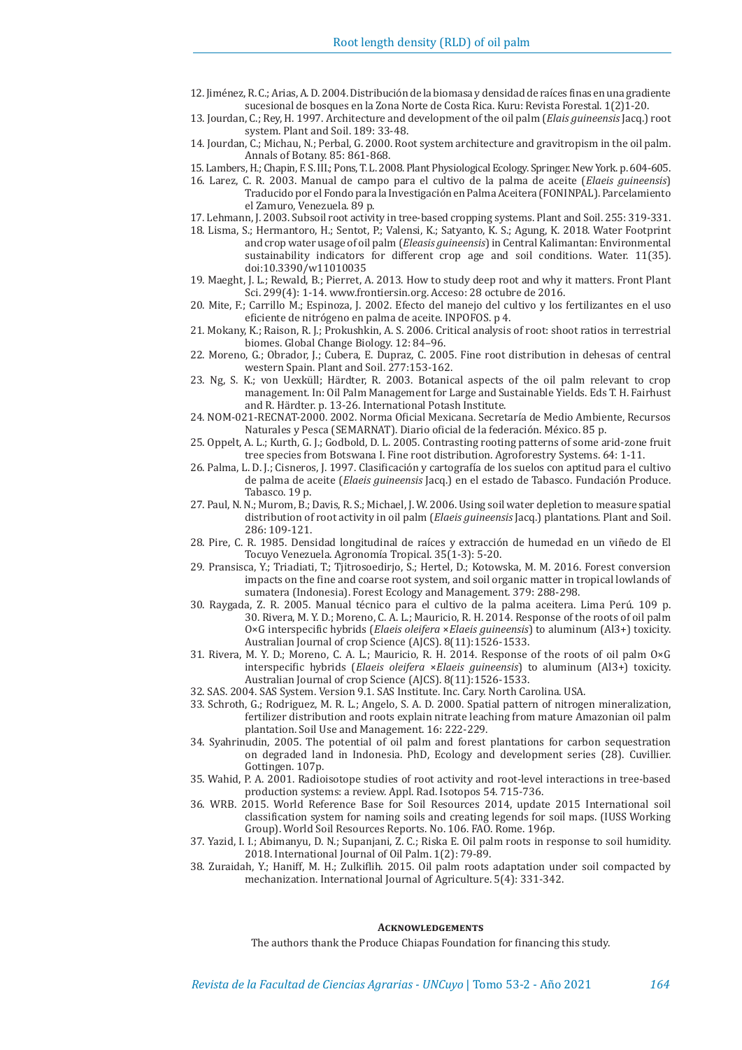12. Jiménez, R. C.; Arias, A. D. 2004. Distribución de la biomasa y densidad de raíces finas en una gradiente sucesional de bosques en la Zona Norte de Costa Rica. Kuru: Revista Forestal. 1(2)1-20.
13. Jourdan, C.; Rey, H. 1997. Architecture and development of the oil palm (*Elais guineensis* Jacq.) root system. Plant and Soil. 189: 33-48.
14. Jourdan, C.; Michau, N.; Perbal, G. 2000. Root system architecture and gravitropism in the oil palm. Annals of Botany. 85: 861-868.
15. Lambers, H.; Chapin, F. S. III.; Pons, T. L. 2008. Plant Physiological Ecology. Springer. New York. p. 604-605.
16. Larez, C. R. 2003. Manual de campo para el cultivo de la palma de aceite (*Elaeis guineensis*) Traducido por el Fondo para la Investigación en Palma Aceitera (FONINPAL). Parcelamiento el Zamuro, Venezuela. 89 p.
17. Lehmann, J. 2003. Subsoil root activity in tree-based cropping systems. Plant and Soil. 255: 319-331.
18. Lisma, S.; Hermantoro, H.; Sentot, P.; Valensi, K.; Satyanto, K. S.; Agung, K. 2018. Water Footprint and crop water usage of oil palm (*Eleasis guineensis*) in Central Kalimantan: Environmental sustainability indicators for different crop age and soil conditions. Water. 11(35). doi:10.3390/w11010035
19. Maeght, J. L.; Rewald, B.; Pierret, A. 2013. How to study deep root and why it matters. Front Plant Sci. 299(4): 1-14. www.frontiersin.org. Acceso: 28 octubre de 2016.
20. Mite, F.; Carrillo M.; Espinoza, J. 2002. Efecto del manejo del cultivo y los fertilizantes en el uso eficiente de nitrógeno en palma de aceite. INPOFOS. p 4.
21. Mokany, K.; Raison, R. J.; Prokushkin, A. S. 2006. Critical analysis of root: shoot ratios in terrestrial biomes. Global Change Biology. 12: 84–96.
22. Moreno, G.; Obrador, J.; Cubera, E. Dupraz, C. 2005. Fine root distribution in dehesas of central western Spain. Plant and Soil. 277:153-162.
23. Ng, S. K.; von Uexküll; Härdter, R. 2003. Botanical aspects of the oil palm relevant to crop management. In: Oil Palm Management for Large and Sustainable Yields. Eds T. H. Fairhust and R. Härdter. p. 13-26. International Potash Institute.
24. NOM-021-RECNAT-2000. 2002. Norma Oficial Mexicana. Secretaría de Medio Ambiente, Recursos Naturales y Pesca (SEMARNAT). Diario oficial de la federación. México. 85 p.
25. Oppelt, A. L.; Kurth, G. J.; Godbold, D. L. 2005. Contrasting rooting patterns of some arid-zone fruit tree species from Botswana I. Fine root distribution. Agroforestry Systems. 64: 1-11.
26. Palma, L. D. J.; Cisneros, J. 1997. Clasificación y cartografía de los suelos con aptitud para el cultivo de palma de aceite (*Elaeis guineensis* Jacq.) en el estado de Tabasco. Fundación Produce. Tabasco. 19 p.
27. Paul, N. N.; Murom, B.; Davis, R. S.; Michael, J. W. 2006. Using soil water depletion to measure spatial distribution of root activity in oil palm (*Elaeis guineensis* Jacq.) plantations. Plant and Soil. 286: 109-121.
28. Pire, C. R. 1985. Densidad longitudinal de raíces y extracción de humedad en un viñedo de El Tocuyo Venezuela. Agronomía Tropical. 35(1-3): 5-20.
29. Pransisca, Y.; Triadiati, T.; Tjitrosoedirjo, S.; Hertel, D.; Kotowska, M. M. 2016. Forest conversion impacts on the fine and coarse root system, and soil organic matter in tropical lowlands of sumatera (Indonesia). Forest Ecology and Management. 379: 288-298.
30. Raygada, Z. R. 2005. Manual técnico para el cultivo de la palma aceitera. Lima Perú. 109 p. 30. Rivera, M. Y. D.; Moreno, C. A. L.; Mauricio, R. H. 2014. Response of the roots of oil palm O×G interspecific hybrids (*Elaeis oleifera* ×*Elaeis guineensis*) to aluminum (Al3+) toxicity. Australian Journal of crop Science (AJCS). 8(11):1526-1533.
31. Rivera, M. Y. D.; Moreno, C. A. L.; Mauricio, R. H. 2014. Response of the roots of oil palm O×G interspecific hybrids (*Elaeis oleifera* ×*Elaeis guineensis*) to aluminum (Al3+) toxicity. Australian Journal of crop Science (AJCS). 8(11):1526-1533.
32. SAS. 2004. SAS System. Version 9.1. SAS Institute. Inc. Cary. North Carolina. USA.
33. Schroth, G.; Rodriguez, M. R. L.; Angelo, S. A. D. 2000. Spatial pattern of nitrogen mineralization, fertilizer distribution and roots explain nitrate leaching from mature Amazonian oil palm plantation. Soil Use and Management. 16: 222-229.
34. Syahrinudin, 2005. The potential of oil palm and forest plantations for carbon sequestration on degraded land in Indonesia. PhD, Ecology and development series (28). Cuvillier. Gottingen. 107p.
35. Wahid, P. A. 2001. Radioisotope studies of root activity and root-level interactions in tree-based production systems: a review. Appl. Rad. Isotopos 54. 715-736.
36. WRB. 2015. World Reference Base for Soil Resources 2014, update 2015 International soil classification system for naming soils and creating legends for soil maps. (IUSS Working Group). World Soil Resources Reports. No. 106. FAO. Rome. 196p.
37. Yazid, I. I.; Abimanyu, D. N.; Supanjani, Z. C.; Riska E. Oil palm roots in response to soil humidity. 2018. International Journal of Oil Palm. 1(2): 79-89.
38. Zuraidah, Y.; Haniff, M. H.; Zulkiflih. 2015. Oil palm roots adaptation under soil compacted by mechanization. International Journal of Agriculture. 5(4): 331-342.

### Acknowledgements

The authors thank the Produce Chiapas Foundation for financing this study.